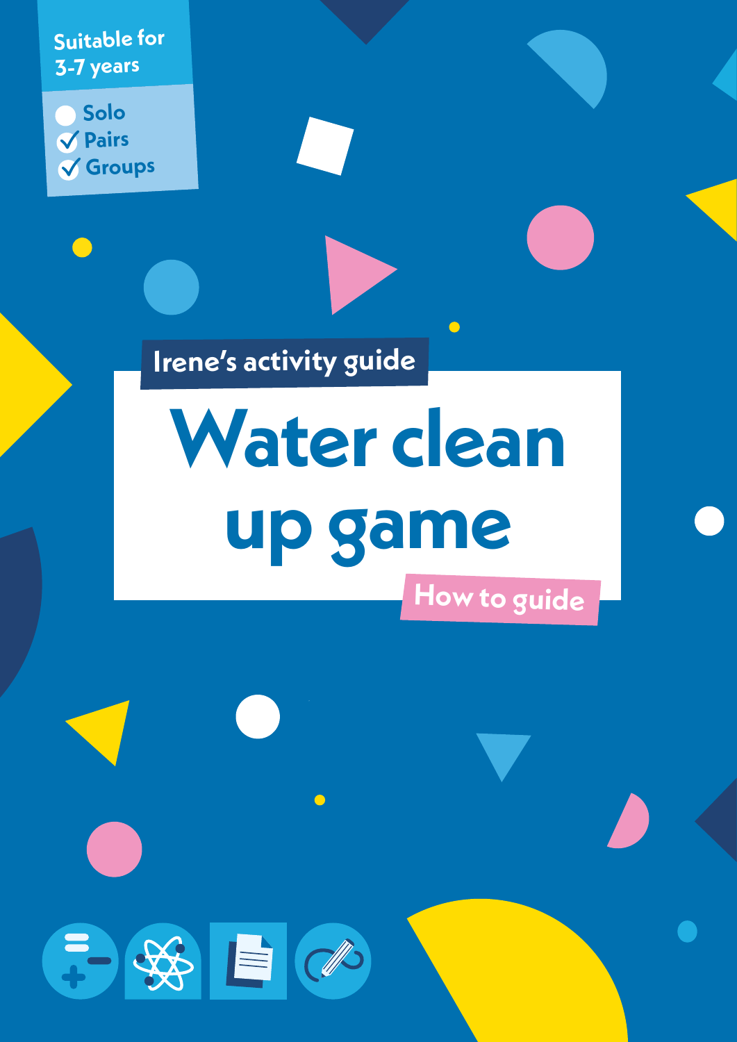Suitable for 3-7 years

- Solo
- ✓ Pairs
- ✓ Groups

Irene's activity guide

# Water clean up game

How to guide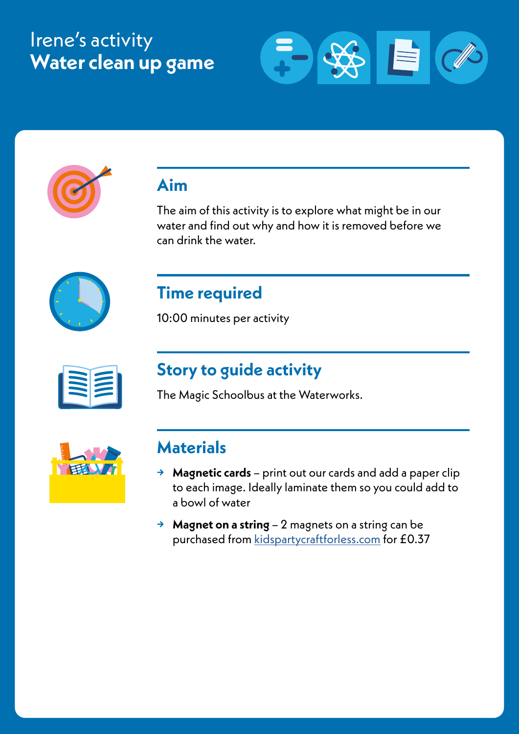Irene's activity

# Water clean up game

## Aim

The aim of this activity is to explore what might be in our water and find out why and how it is removed before we can drink the water.

## Time required

10:00 minutes per activity

## Story to guide activity

The Magic Schoolbus at the Waterworks.

## Materials

- **Magnetic cards** – print out our cards and add a paper clip to each image. Ideally laminate them so you could add to a bowl of water
- **Magnet on a string** – 2 magnets on a string can be purchased from kidspartycraftforless.com for £0.37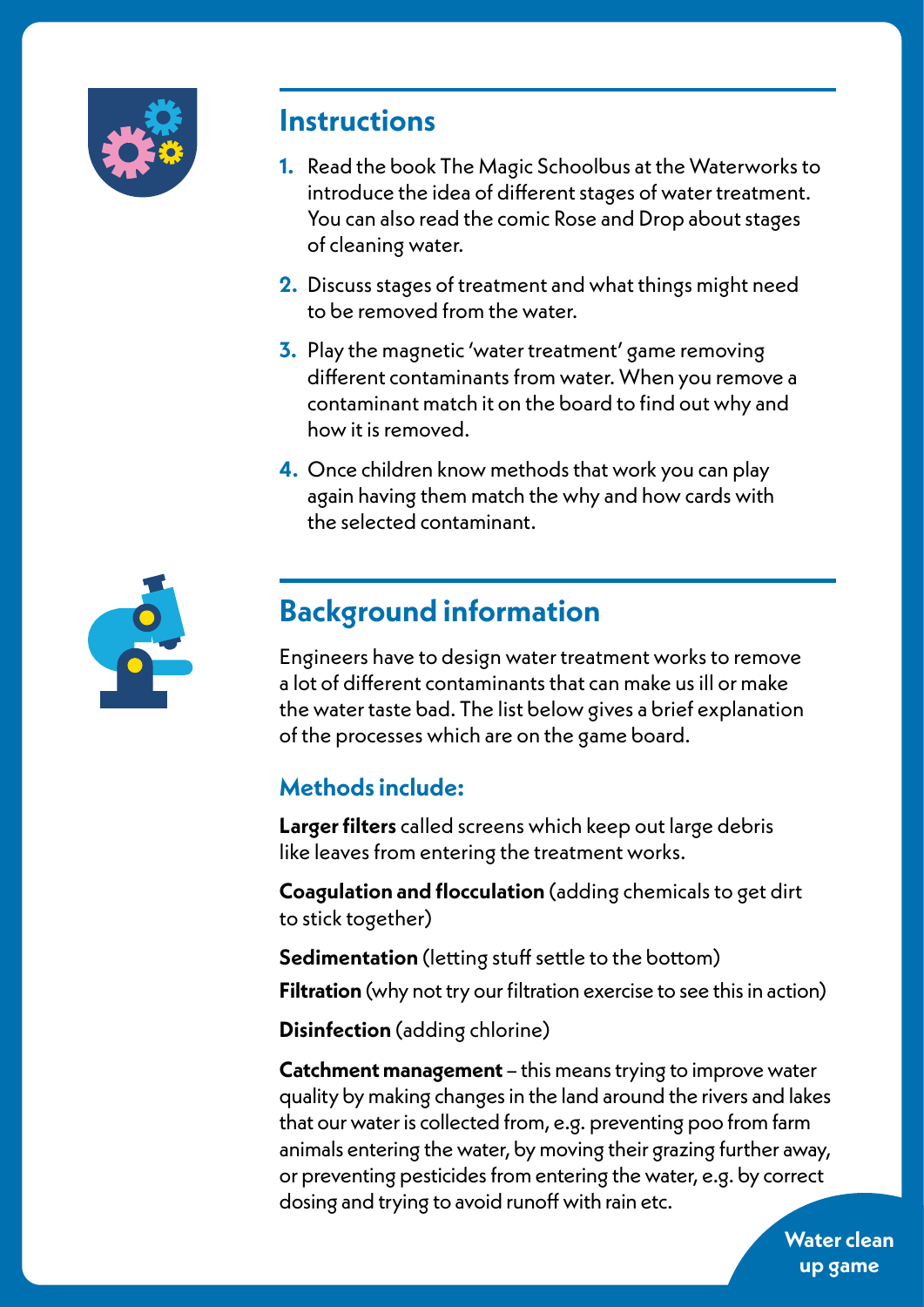## Instructions

1. Read the book The Magic Schoolbus at the Waterworks to introduce the idea of different stages of water treatment. You can also read the comic Rose and Drop about stages of cleaning water.
2. Discuss stages of treatment and what things might need to be removed from the water.
3. Play the magnetic 'water treatment' game removing different contaminants from water. When you remove a contaminant match it on the board to find out why and how it is removed.
4. Once children know methods that work you can play again having them match the why and how cards with the selected contaminant.

## Background information

Engineers have to design water treatment works to remove a lot of different contaminants that can make us ill or make the water taste bad. The list below gives a brief explanation of the processes which are on the game board.

### Methods include:

**Larger filters** called screens which keep out large debris like leaves from entering the treatment works.

**Coagulation and flocculation** (adding chemicals to get dirt to stick together)

**Sedimentation** (letting stuff settle to the bottom)

**Filtration** (why not try our filtration exercise to see this in action)

**Disinfection** (adding chlorine)

**Catchment management** – this means trying to improve water quality by making changes in the land around the rivers and lakes that our water is collected from, e.g. preventing poo from farm animals entering the water, by moving their grazing further away, or preventing pesticides from entering the water, e.g. by correct dosing and trying to avoid runoff with rain etc.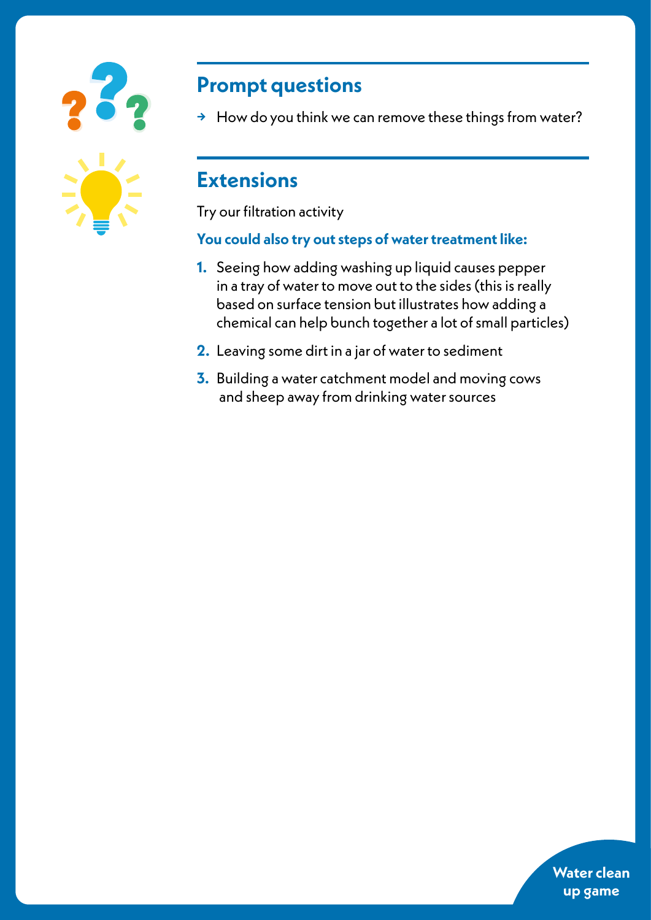## Prompt questions

→ How do you think we can remove these things from water?

## Extensions

Try our filtration activity

**You could also try out steps of water treatment like:**

1. Seeing how adding washing up liquid causes pepper in a tray of water to move out to the sides (this is really based on surface tension but illustrates how adding a chemical can help bunch together a lot of small particles)
2. Leaving some dirt in a jar of water to sediment
3. Building a water catchment model and moving cows and sheep away from drinking water sources